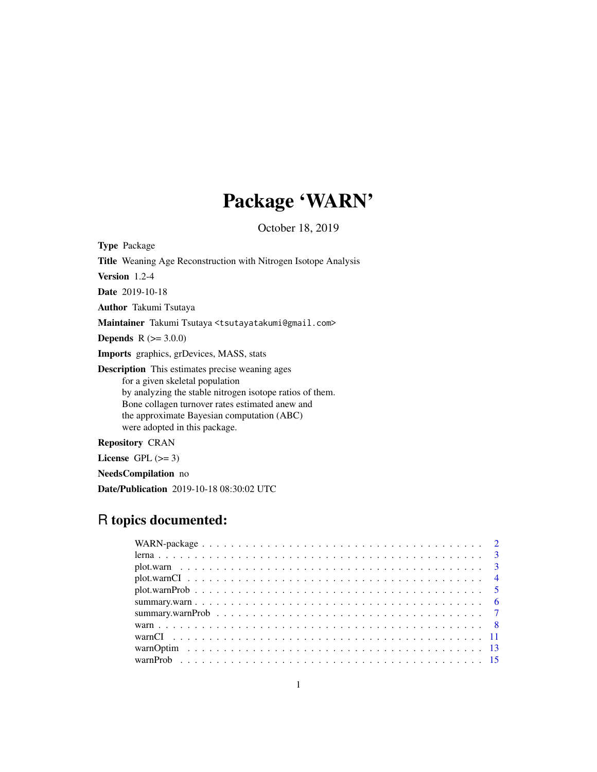# Package 'WARN'

October 18, 2019

**Type** Package

**Title** Weaning Age Reconstruction with Nitrogen Isotope Analysis

**Version** 1.2-4

**Date** 2019-10-18

**Author** Takumi Tsutaya

**Maintainer** Takumi Tsutaya <tsutayatakumi@gmail.com>

**Depends** R (>= 3.0.0)

**Imports** graphics, grDevices, MASS, stats

**Description** This estimates precise weaning ages
for a given skeletal population
by analyzing the stable nitrogen isotope ratios of them.
Bone collagen turnover rates estimated anew and
the approximate Bayesian computation (ABC)
were adopted in this package.

**Repository** CRAN

**License** GPL (>= 3)

**NeedsCompilation** no

**Date/Publication** 2019-10-18 08:30:02 UTC

## R topics documented:

| | |
|---|---|
| WARN-package | 2 |
| lerna | 3 |
| plot.warn | 3 |
| plot.warnCI | 4 |
| plot.warnProb | 5 |
| summary.warn | 6 |
| summary.warnProb | 7 |
| warn | 8 |
| warnCI | 11 |
| warnOptim | 13 |
| warnProb | 15 |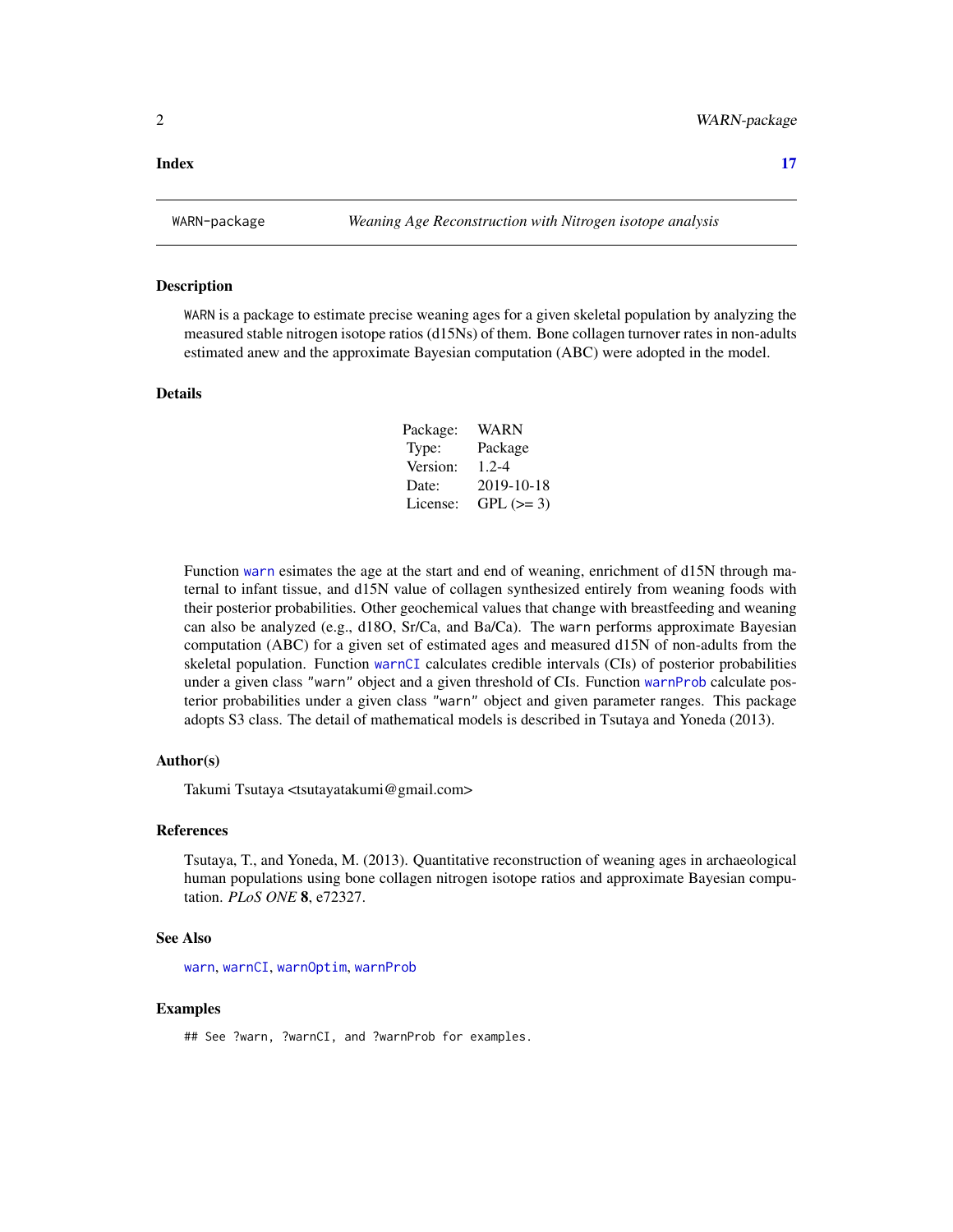**Index** **17**

---

## WARN-package *Weaning Age Reconstruction with Nitrogen isotope analysis*

### Description

WARN is a package to estimate precise weaning ages for a given skeletal population by analyzing the measured stable nitrogen isotope ratios (d15Ns) of them. Bone collagen turnover rates in non-adults estimated anew and the approximate Bayesian computation (ABC) were adopted in the model.

### Details

| | |
|---|---|
| Package: | WARN |
| Type: | Package |
| Version: | 1.2-4 |
| Date: | 2019-10-18 |
| License: | GPL (>= 3) |

Function `warn` esimates the age at the start and end of weaning, enrichment of d15N through maternal to infant tissue, and d15N value of collagen synthesized entirely from weaning foods with their posterior probabilities. Other geochemical values that change with breastfeeding and weaning can also be analyzed (e.g., d18O, Sr/Ca, and Ba/Ca). The `warn` performs approximate Bayesian computation (ABC) for a given set of estimated ages and measured d15N of non-adults from the skeletal population. Function `warnCI` calculates credible intervals (CIs) of posterior probabilities under a given class `"warn"` object and a given threshold of CIs. Function `warnProb` calculate posterior probabilities under a given class `"warn"` object and given parameter ranges. This package adopts S3 class. The detail of mathematical models is described in Tsutaya and Yoneda (2013).

### Author(s)

Takumi Tsutaya <tsutayatakumi@gmail.com>

### References

Tsutaya, T., and Yoneda, M. (2013). Quantitative reconstruction of weaning ages in archaeological human populations using bone collagen nitrogen isotope ratios and approximate Bayesian computation. *PLoS ONE* **8**, e72327.

### See Also

`warn`, `warnCI`, `warnOptim`, `warnProb`

### Examples

```
## See ?warn, ?warnCI, and ?warnProb for examples.
```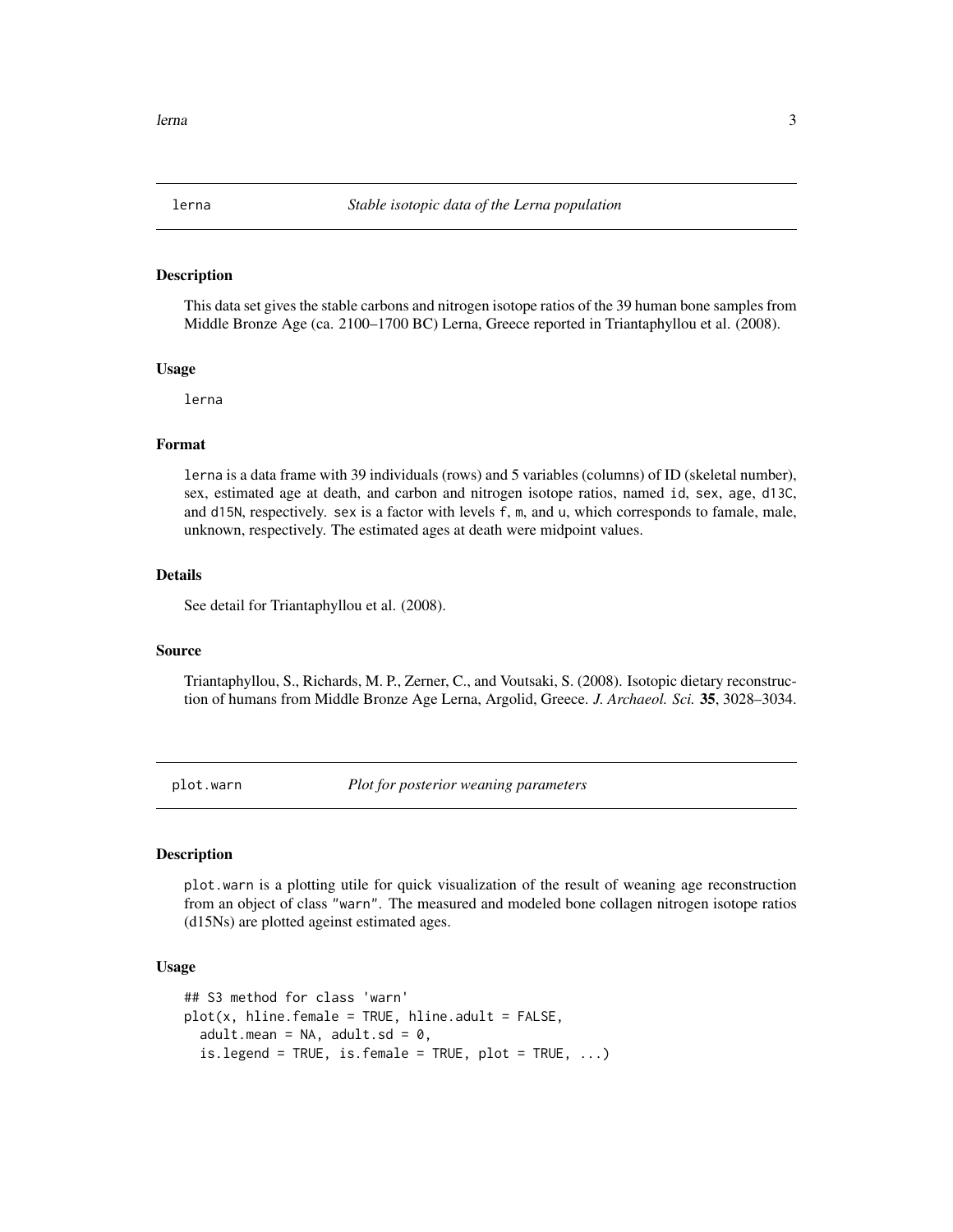## lerna — *Stable isotopic data of the Lerna population*

### Description

This data set gives the stable carbons and nitrogen isotope ratios of the 39 human bone samples from Middle Bronze Age (ca. 2100–1700 BC) Lerna, Greece reported in Triantaphyllou et al. (2008).

### Usage

```
lerna
```

### Format

`lerna` is a data frame with 39 individuals (rows) and 5 variables (columns) of ID (skeletal number), sex, estimated age at death, and carbon and nitrogen isotope ratios, named `id`, `sex`, `age`, `d13C`, and `d15N`, respectively. `sex` is a factor with levels `f`, `m`, and `u`, which corresponds to famale, male, unknown, respectively. The estimated ages at death were midpoint values.

### Details

See detail for Triantaphyllou et al. (2008).

### Source

Triantaphyllou, S., Richards, M. P., Zerner, C., and Voutsaki, S. (2008). Isotopic dietary reconstruction of humans from Middle Bronze Age Lerna, Argolid, Greece. *J. Archaeol. Sci.* **35**, 3028–3034.

## plot.warn — *Plot for posterior weaning parameters*

### Description

`plot.warn` is a plotting utile for quick visualization of the result of weaning age reconstruction from an object of class "warn". The measured and modeled bone collagen nitrogen isotope ratios (d15Ns) are plotted ageinst estimated ages.

### Usage

```
## S3 method for class 'warn'
plot(x, hline.female = TRUE, hline.adult = FALSE,
  adult.mean = NA, adult.sd = 0,
  is.legend = TRUE, is.female = TRUE, plot = TRUE, ...)
```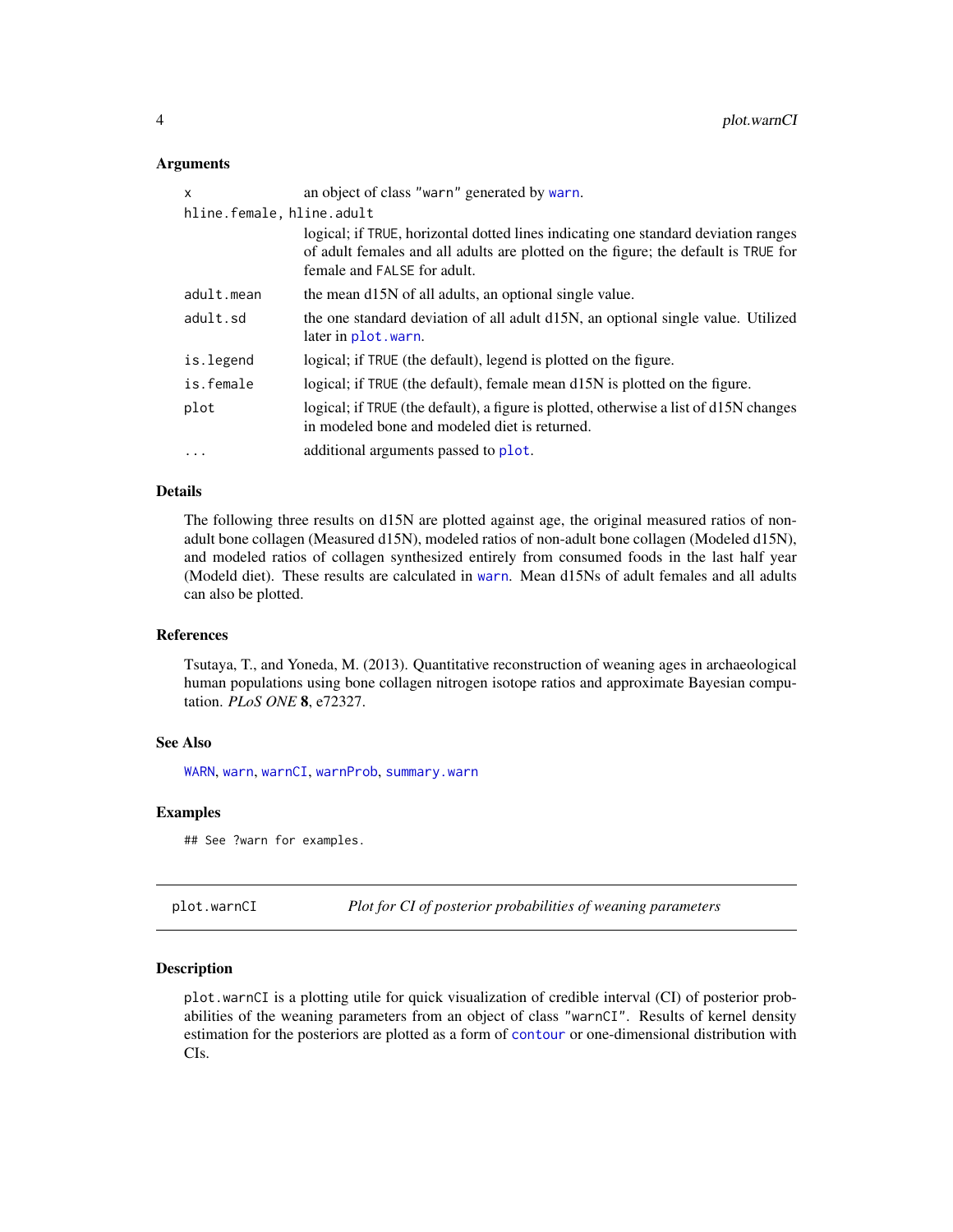### Arguments

| | |
|---|---|
| `x` | an object of class "warn" generated by `warn`. |
| `hline.female, hline.adult` | logical; if `TRUE`, horizontal dotted lines indicating one standard deviation ranges of adult females and all adults are plotted on the figure; the default is `TRUE` for female and `FALSE` for adult. |
| `adult.mean` | the mean d15N of all adults, an optional single value. |
| `adult.sd` | the one standard deviation of all adult d15N, an optional single value. Utilized later in `plot.warn`. |
| `is.legend` | logical; if `TRUE` (the default), legend is plotted on the figure. |
| `is.female` | logical; if `TRUE` (the default), female mean d15N is plotted on the figure. |
| `plot` | logical; if `TRUE` (the default), a figure is plotted, otherwise a list of d15N changes in modeled bone and modeled diet is returned. |
| `...` | additional arguments passed to `plot`. |

### Details

The following three results on d15N are plotted against age, the original measured ratios of non-adult bone collagen (Measured d15N), modeled ratios of non-adult bone collagen (Modeled d15N), and modeled ratios of collagen synthesized entirely from consumed foods in the last half year (Modeld diet). These results are calculated in `warn`. Mean d15Ns of adult females and all adults can also be plotted.

### References

Tsutaya, T., and Yoneda, M. (2013). Quantitative reconstruction of weaning ages in archaeological human populations using bone collagen nitrogen isotope ratios and approximate Bayesian computation. *PLoS ONE* **8**, e72327.

### See Also

`WARN`, `warn`, `warnCI`, `warnProb`, `summary.warn`

### Examples

```
## See ?warn for examples.
```

---

## plot.warnCI — *Plot for CI of posterior probabilities of weaning parameters*

### Description

`plot.warnCI` is a plotting utile for quick visualization of credible interval (CI) of posterior probabilities of the weaning parameters from an object of class "warnCI". Results of kernel density estimation for the posteriors are plotted as a form of `contour` or one-dimensional distribution with CIs.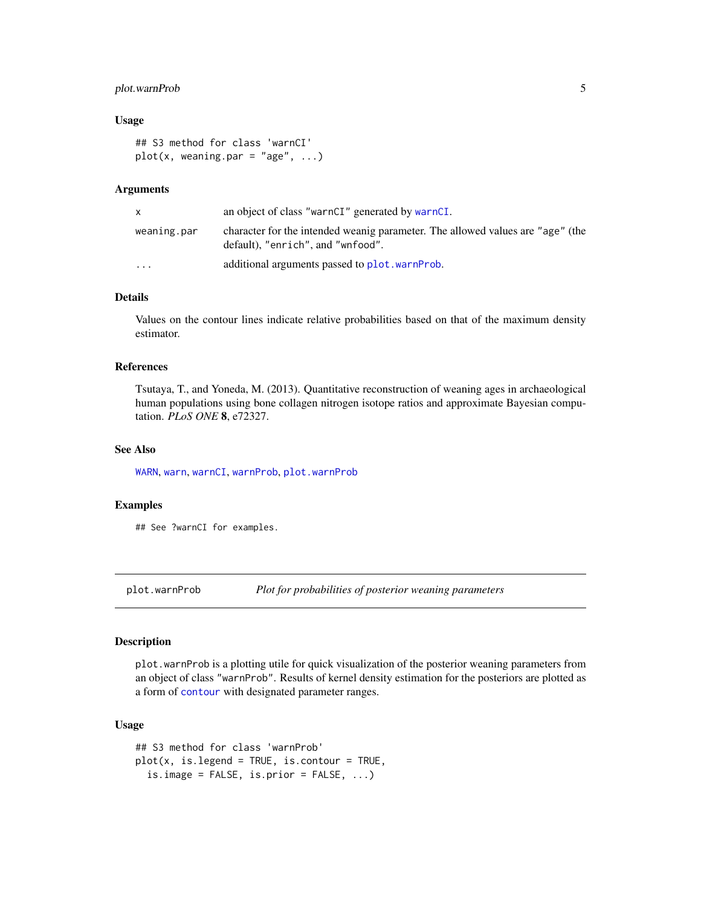### Usage

```
## S3 method for class 'warnCI'
plot(x, weaning.par = "age", ...)
```

### Arguments

| | |
|---|---|
| x | an object of class "warnCI" generated by warnCI. |
| weaning.par | character for the intended weanig parameter. The allowed values are "age" (the default), "enrich", and "wnfood". |
| ... | additional arguments passed to plot.warnProb. |

### Details

Values on the contour lines indicate relative probabilities based on that of the maximum density estimator.

### References

Tsutaya, T., and Yoneda, M. (2013). Quantitative reconstruction of weaning ages in archaeological human populations using bone collagen nitrogen isotope ratios and approximate Bayesian computation. *PLoS ONE* **8**, e72327.

### See Also

WARN, warn, warnCI, warnProb, plot.warnProb

### Examples

```
## See ?warnCI for examples.
```

---

## plot.warnProb    *Plot for probabilities of posterior weaning parameters*

### Description

plot.warnProb is a plotting utile for quick visualization of the posterior weaning parameters from an object of class "warnProb". Results of kernel density estimation for the posteriors are plotted as a form of contour with designated parameter ranges.

### Usage

```
## S3 method for class 'warnProb'
plot(x, is.legend = TRUE, is.contour = TRUE,
  is.image = FALSE, is.prior = FALSE, ...)
```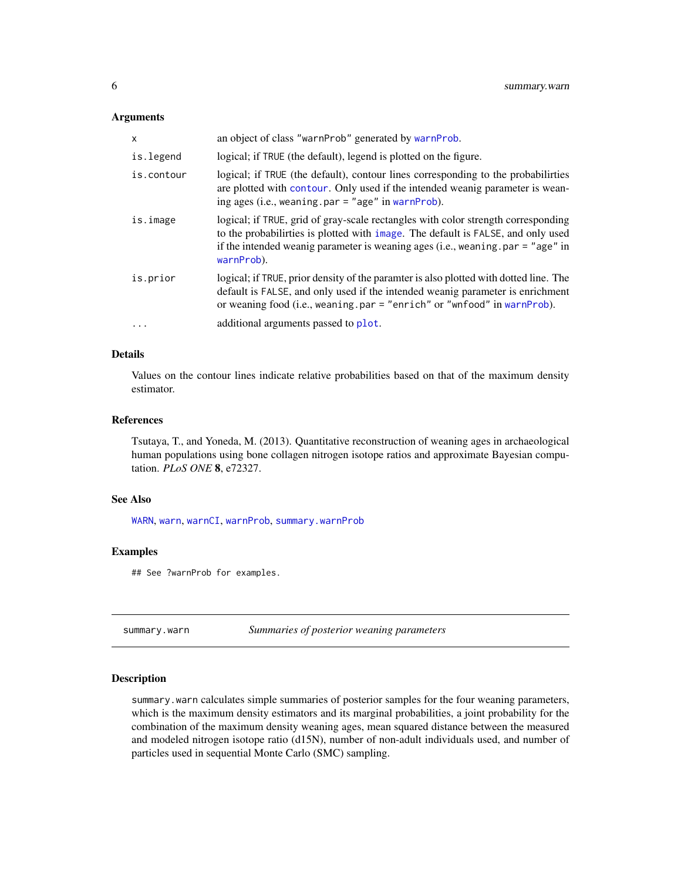### Arguments

| | |
|---|---|
| `x` | an object of class `"warnProb"` generated by `warnProb`. |
| `is.legend` | logical; if `TRUE` (the default), legend is plotted on the figure. |
| `is.contour` | logical; if `TRUE` (the default), contour lines corresponding to the probabilirties are plotted with `contour`. Only used if the intended weanig parameter is weaning ages (i.e., `weaning.par = "age"` in `warnProb`). |
| `is.image` | logical; if `TRUE`, grid of gray-scale rectangles with color strength corresponding to the probabilirties is plotted with `image`. The default is `FALSE`, and only used if the intended weanig parameter is weaning ages (i.e., `weaning.par = "age"` in `warnProb`). |
| `is.prior` | logical; if `TRUE`, prior density of the paramter is also plotted with dotted line. The default is `FALSE`, and only used if the intended weanig parameter is enrichment or weaning food (i.e., `weaning.par = "enrich"` or `"wnfood"` in `warnProb`). |
| `...` | additional arguments passed to `plot`. |

### Details

Values on the contour lines indicate relative probabilities based on that of the maximum density estimator.

### References

Tsutaya, T., and Yoneda, M. (2013). Quantitative reconstruction of weaning ages in archaeological human populations using bone collagen nitrogen isotope ratios and approximate Bayesian computation. *PLoS ONE* **8**, e72327.

### See Also

`WARN`, `warn`, `warnCI`, `warnProb`, `summary.warnProb`

### Examples

```
## See ?warnProb for examples.
```

---

## summary.warn — *Summaries of posterior weaning parameters*

### Description

`summary.warn` calculates simple summaries of posterior samples for the four weaning parameters, which is the maximum density estimators and its marginal probabilities, a joint probability for the combination of the maximum density weaning ages, mean squared distance between the measured and modeled nitrogen isotope ratio (d15N), number of non-adult individuals used, and number of particles used in sequential Monte Carlo (SMC) sampling.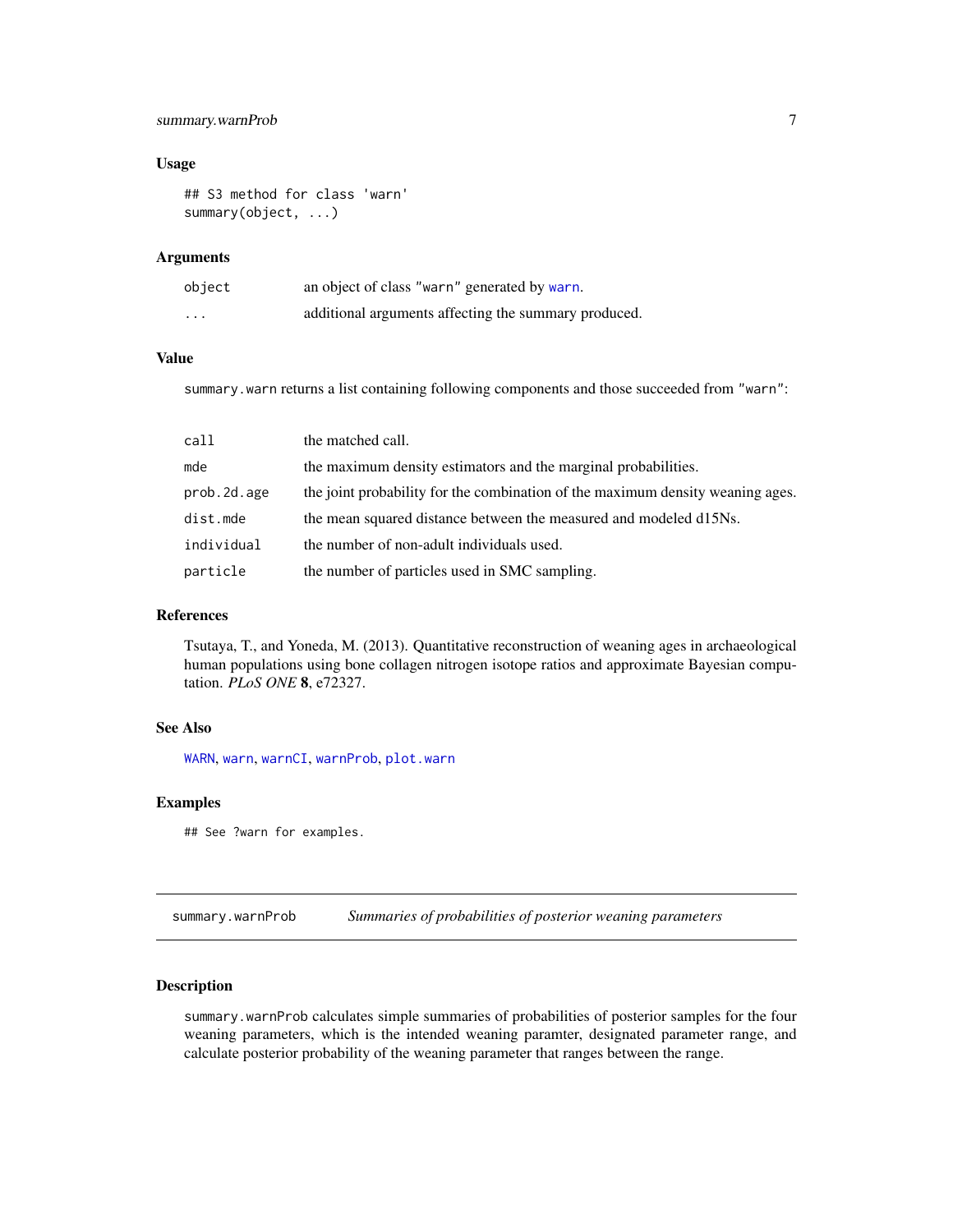### Usage

```
## S3 method for class 'warn'
summary(object, ...)
```

### Arguments

| | |
|---|---|
| object | an object of class "warn" generated by warn. |
| ... | additional arguments affecting the summary produced. |

### Value

summary.warn returns a list containing following components and those succeeded from "warn":

| | |
|---|---|
| call | the matched call. |
| mde | the maximum density estimators and the marginal probabilities. |
| prob.2d.age | the joint probability for the combination of the maximum density weaning ages. |
| dist.mde | the mean squared distance between the measured and modeled d15Ns. |
| individual | the number of non-adult individuals used. |
| particle | the number of particles used in SMC sampling. |

### References

Tsutaya, T., and Yoneda, M. (2013). Quantitative reconstruction of weaning ages in archaeological human populations using bone collagen nitrogen isotope ratios and approximate Bayesian computation. *PLoS ONE* **8**, e72327.

### See Also

WARN, warn, warnCI, warnProb, plot.warn

### Examples

```
## See ?warn for examples.
```

---

## summary.warnProb — *Summaries of probabilities of posterior weaning parameters*

### Description

summary.warnProb calculates simple summaries of probabilities of posterior samples for the four weaning parameters, which is the intended weaning paramter, designated parameter range, and calculate posterior probability of the weaning parameter that ranges between the range.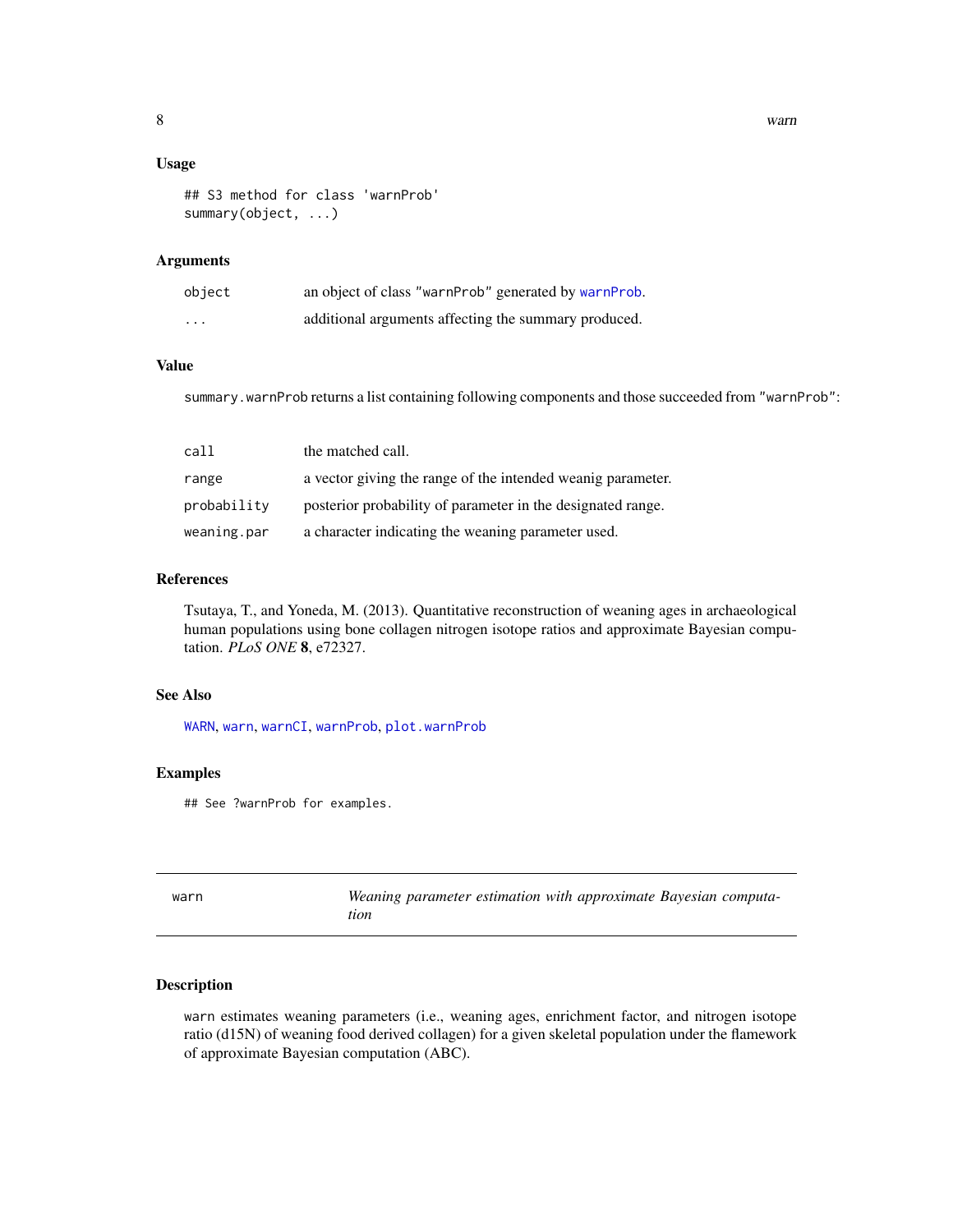### Usage

```
## S3 method for class 'warnProb'
summary(object, ...)
```

### Arguments

| | |
|---|---|
| object | an object of class "warnProb" generated by warnProb. |
| ... | additional arguments affecting the summary produced. |

### Value

summary.warnProb returns a list containing following components and those succeeded from "warnProb":

| | |
|---|---|
| call | the matched call. |
| range | a vector giving the range of the intended weanig parameter. |
| probability | posterior probability of parameter in the designated range. |
| weaning.par | a character indicating the weaning parameter used. |

### References

Tsutaya, T., and Yoneda, M. (2013). Quantitative reconstruction of weaning ages in archaeological human populations using bone collagen nitrogen isotope ratios and approximate Bayesian computation. *PLoS ONE* **8**, e72327.

### See Also

WARN, warn, warnCI, warnProb, plot.warnProb

### Examples

```
## See ?warnProb for examples.
```

---

## warn — *Weaning parameter estimation with approximate Bayesian computation*

---

### Description

warn estimates weaning parameters (i.e., weaning ages, enrichment factor, and nitrogen isotope ratio (d15N) of weaning food derived collagen) for a given skeletal population under the flamework of approximate Bayesian computation (ABC).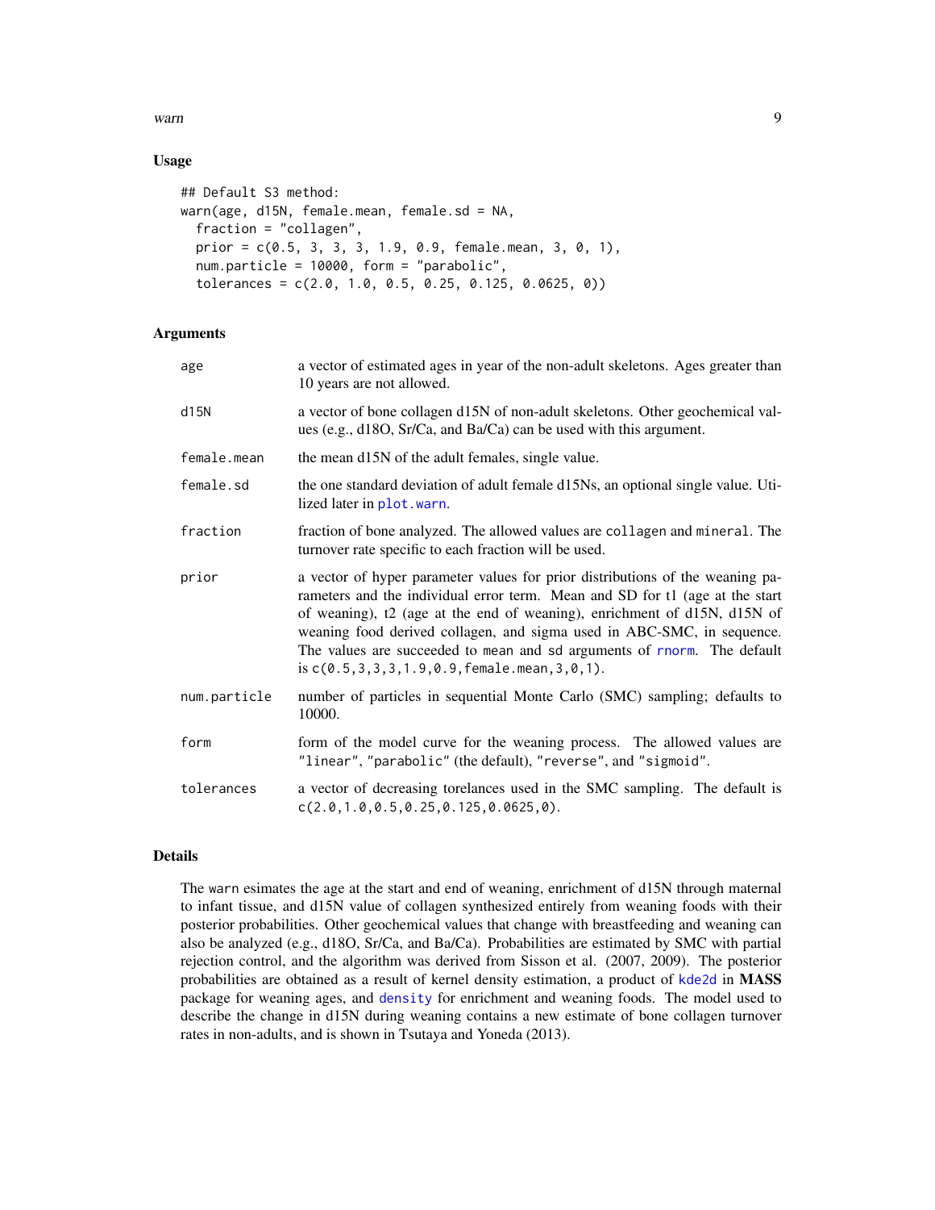## Usage

```
## Default S3 method:
warn(age, d15N, female.mean, female.sd = NA,
  fraction = "collagen",
  prior = c(0.5, 3, 3, 3, 1.9, 0.9, female.mean, 3, 0, 1),
  num.particle = 10000, form = "parabolic",
  tolerances = c(2.0, 1.0, 0.5, 0.25, 0.125, 0.0625, 0))
```

## Arguments

| | |
|---|---|
| `age` | a vector of estimated ages in year of the non-adult skeletons. Ages greater than 10 years are not allowed. |
| `d15N` | a vector of bone collagen d15N of non-adult skeletons. Other geochemical values (e.g., d18O, Sr/Ca, and Ba/Ca) can be used with this argument. |
| `female.mean` | the mean d15N of the adult females, single value. |
| `female.sd` | the one standard deviation of adult female d15Ns, an optional single value. Utilized later in `plot.warn`. |
| `fraction` | fraction of bone analyzed. The allowed values are `collagen` and `mineral`. The turnover rate specific to each fraction will be used. |
| `prior` | a vector of hyper parameter values for prior distributions of the weaning parameters and the individual error term. Mean and SD for t1 (age at the start of weaning), t2 (age at the end of weaning), enrichment of d15N, d15N of weaning food derived collagen, and sigma used in ABC-SMC, in sequence. The values are succeeded to mean and sd arguments of `rnorm`. The default is `c(0.5,3,3,3,1.9,0.9,female.mean,3,0,1)`. |
| `num.particle` | number of particles in sequential Monte Carlo (SMC) sampling; defaults to 10000. |
| `form` | form of the model curve for the weaning process. The allowed values are `"linear"`, `"parabolic"` (the default), `"reverse"`, and `"sigmoid"`. |
| `tolerances` | a vector of decreasing torelances used in the SMC sampling. The default is `c(2.0,1.0,0.5,0.25,0.125,0.0625,0)`. |

## Details

The `warn` esimates the age at the start and end of weaning, enrichment of d15N through maternal to infant tissue, and d15N value of collagen synthesized entirely from weaning foods with their posterior probabilities. Other geochemical values that change with breastfeeding and weaning can also be analyzed (e.g., d18O, Sr/Ca, and Ba/Ca). Probabilities are estimated by SMC with partial rejection control, and the algorithm was derived from Sisson et al. (2007, 2009). The posterior probabilities are obtained as a result of kernel density estimation, a product of `kde2d` in **MASS** package for weaning ages, and `density` for enrichment and weaning foods. The model used to describe the change in d15N during weaning contains a new estimate of bone collagen turnover rates in non-adults, and is shown in Tsutaya and Yoneda (2013).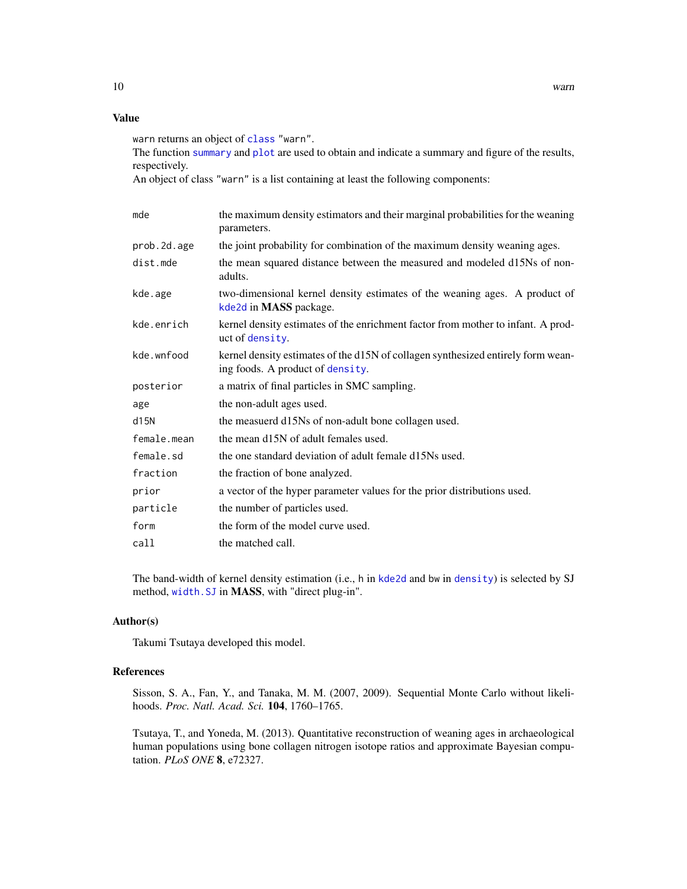## Value

`warn` returns an object of `class` "warn".
The function `summary` and `plot` are used to obtain and indicate a summary and figure of the results, respectively.
An object of class "warn" is a list containing at least the following components:

| | |
|---|---|
| `mde` | the maximum density estimators and their marginal probabilities for the weaning parameters. |
| `prob.2d.age` | the joint probability for combination of the maximum density weaning ages. |
| `dist.mde` | the mean squared distance between the measured and modeled d15Ns of non-adults. |
| `kde.age` | two-dimensional kernel density estimates of the weaning ages. A product of `kde2d` in **MASS** package. |
| `kde.enrich` | kernel density estimates of the enrichment factor from mother to infant. A product of `density`. |
| `kde.wnfood` | kernel density estimates of the d15N of collagen synthesized entirely form weaning foods. A product of `density`. |
| `posterior` | a matrix of final particles in SMC sampling. |
| `age` | the non-adult ages used. |
| `d15N` | the measuerd d15Ns of non-adult bone collagen used. |
| `female.mean` | the mean d15N of adult females used. |
| `female.sd` | the one standard deviation of adult female d15Ns used. |
| `fraction` | the fraction of bone analyzed. |
| `prior` | a vector of the hyper parameter values for the prior distributions used. |
| `particle` | the number of particles used. |
| `form` | the form of the model curve used. |
| `call` | the matched call. |

The band-width of kernel density estimation (i.e., `h` in `kde2d` and `bw` in `density`) is selected by SJ method, `width.SJ` in **MASS**, with "direct plug-in".

## Author(s)

Takumi Tsutaya developed this model.

## References

Sisson, S. A., Fan, Y., and Tanaka, M. M. (2007, 2009). Sequential Monte Carlo without likelihoods. *Proc. Natl. Acad. Sci.* **104**, 1760–1765.

Tsutaya, T., and Yoneda, M. (2013). Quantitative reconstruction of weaning ages in archaeological human populations using bone collagen nitrogen isotope ratios and approximate Bayesian computation. *PLoS ONE* **8**, e72327.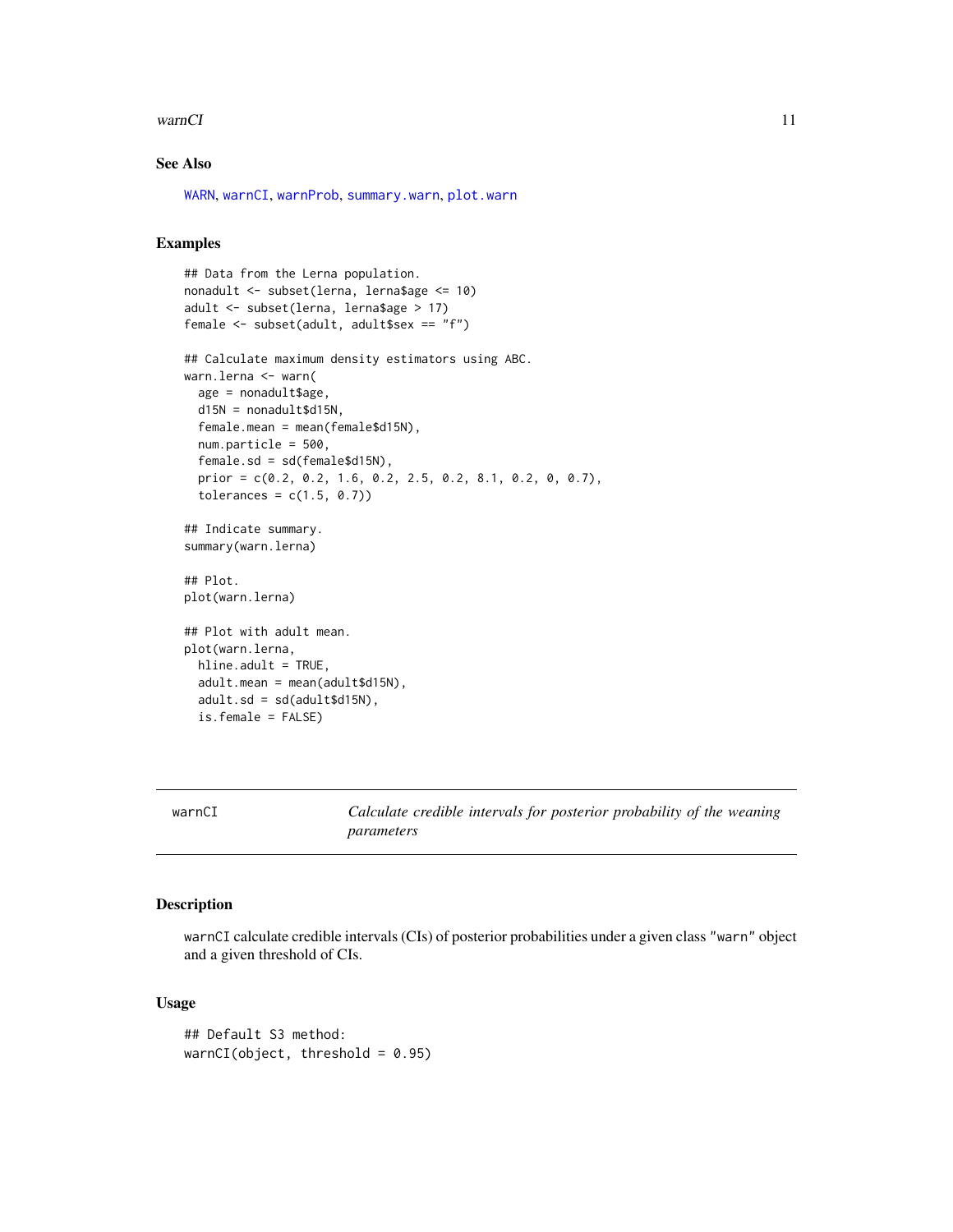### See Also

WARN, warnCI, warnProb, summary.warn, plot.warn

### Examples

```
## Data from the Lerna population.
nonadult <- subset(lerna, lerna$age <= 10)
adult <- subset(lerna, lerna$age > 17)
female <- subset(adult, adult$sex == "f")

## Calculate maximum density estimators using ABC.
warn.lerna <- warn(
  age = nonadult$age,
  d15N = nonadult$d15N,
  female.mean = mean(female$d15N),
  num.particle = 500,
  female.sd = sd(female$d15N),
  prior = c(0.2, 0.2, 1.6, 0.2, 2.5, 0.2, 8.1, 0.2, 0, 0.7),
  tolerances = c(1.5, 0.7))

## Indicate summary.
summary(warn.lerna)

## Plot.
plot(warn.lerna)

## Plot with adult mean.
plot(warn.lerna,
  hline.adult = TRUE,
  adult.mean = mean(adult$d15N),
  adult.sd = sd(adult$d15N),
  is.female = FALSE)
```

---

## warnCI — *Calculate credible intervals for posterior probability of the weaning parameters*

### Description

warnCI calculate credible intervals (CIs) of posterior probabilities under a given class "warn" object and a given threshold of CIs.

### Usage

```
## Default S3 method:
warnCI(object, threshold = 0.95)
```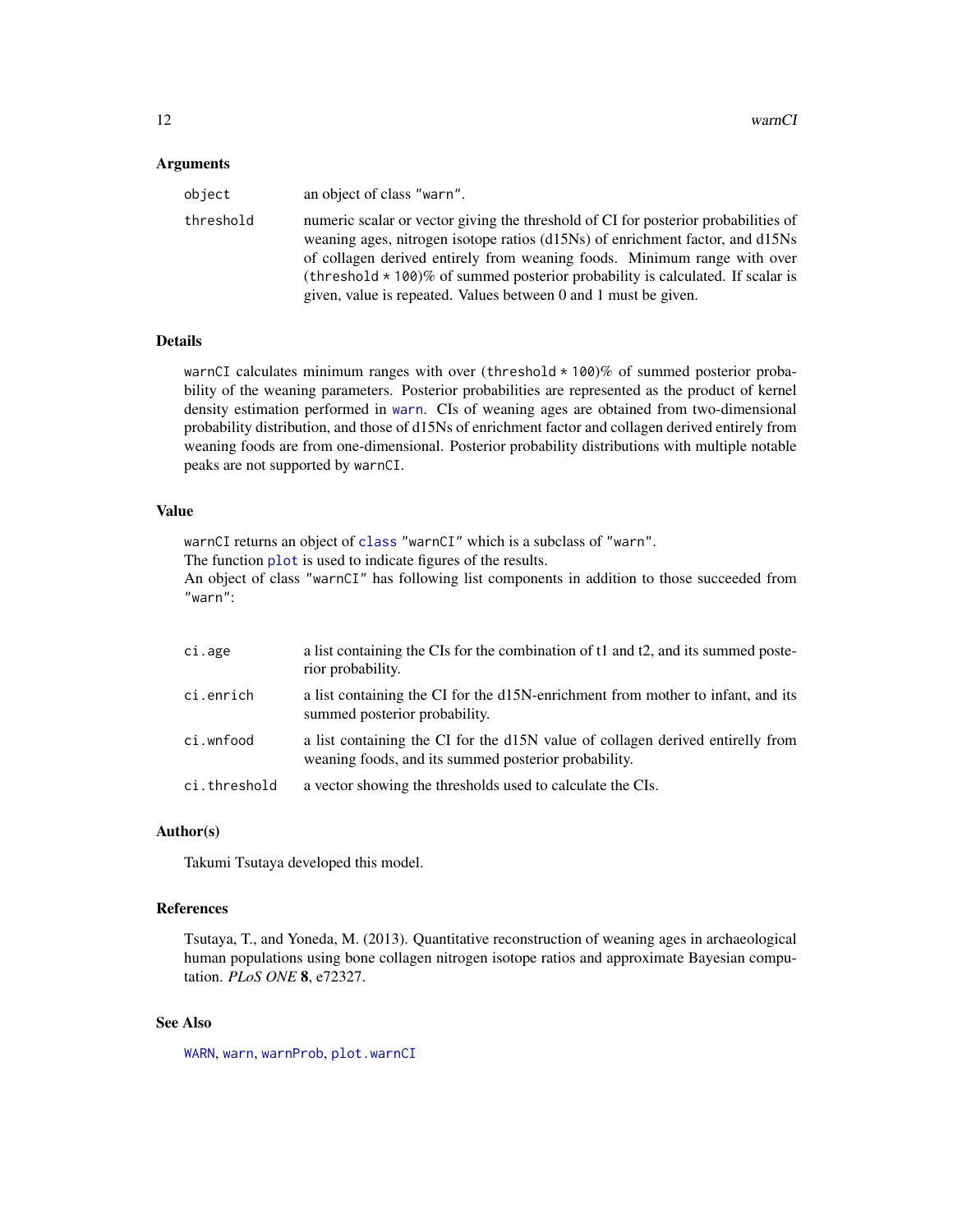## Arguments

| | |
|---|---|
| `object` | an object of class `"warn"`. |
| `threshold` | numeric scalar or vector giving the threshold of CI for posterior probabilities of weaning ages, nitrogen isotope ratios (d15Ns) of enrichment factor, and d15Ns of collagen derived entirely from weaning foods. Minimum range with over (`threshold * 100`)% of summed posterior probability is calculated. If scalar is given, value is repeated. Values between 0 and 1 must be given. |

## Details

`warnCI` calculates minimum ranges with over (`threshold * 100`)% of summed posterior probability of the weaning parameters. Posterior probabilities are represented as the product of kernel density estimation performed in `warn`. CIs of weaning ages are obtained from two-dimensional probability distribution, and those of d15Ns of enrichment factor and collagen derived entirely from weaning foods are from one-dimensional. Posterior probability distributions with multiple notable peaks are not supported by `warnCI`.

## Value

`warnCI` returns an object of `class` `"warnCI"` which is a subclass of `"warn"`.
The function `plot` is used to indicate figures of the results.
An object of class `"warnCI"` has following list components in addition to those succeeded from `"warn"`:

| | |
|---|---|
| `ci.age` | a list containing the CIs for the combination of t1 and t2, and its summed posterior probability. |
| `ci.enrich` | a list containing the CI for the d15N-enrichment from mother to infant, and its summed posterior probability. |
| `ci.wnfood` | a list containing the CI for the d15N value of collagen derived entirelly from weaning foods, and its summed posterior probability. |
| `ci.threshold` | a vector showing the thresholds used to calculate the CIs. |

## Author(s)

Takumi Tsutaya developed this model.

## References

Tsutaya, T., and Yoneda, M. (2013). Quantitative reconstruction of weaning ages in archaeological human populations using bone collagen nitrogen isotope ratios and approximate Bayesian computation. *PLoS ONE* **8**, e72327.

## See Also

`WARN`, `warn`, `warnProb`, `plot.warnCI`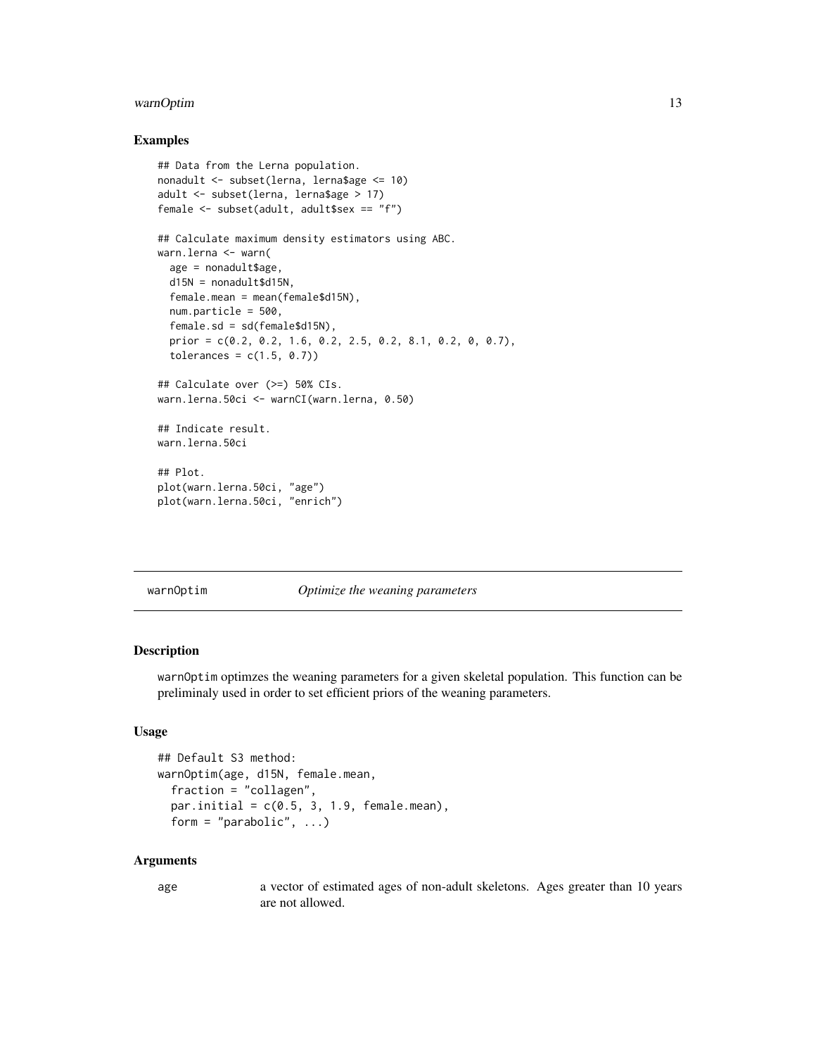## Examples

```
## Data from the Lerna population.
nonadult <- subset(lerna, lerna$age <= 10)
adult <- subset(lerna, lerna$age > 17)
female <- subset(adult, adult$sex == "f")

## Calculate maximum density estimators using ABC.
warn.lerna <- warn(
  age = nonadult$age,
  d15N = nonadult$d15N,
  female.mean = mean(female$d15N),
  num.particle = 500,
  female.sd = sd(female$d15N),
  prior = c(0.2, 0.2, 1.6, 0.2, 2.5, 0.2, 8.1, 0.2, 0, 0.7),
  tolerances = c(1.5, 0.7))

## Calculate over (>=) 50% CIs.
warn.lerna.50ci <- warnCI(warn.lerna, 0.50)

## Indicate result.
warn.lerna.50ci

## Plot.
plot(warn.lerna.50ci, "age")
plot(warn.lerna.50ci, "enrich")
```

---

# warnOptim — *Optimize the weaning parameters*

## Description

warnOptim optimzes the weaning parameters for a given skeletal population. This function can be preliminaly used in order to set efficient priors of the weaning parameters.

## Usage

```
## Default S3 method:
warnOptim(age, d15N, female.mean,
  fraction = "collagen",
  par.initial = c(0.5, 3, 1.9, female.mean),
  form = "parabolic", ...)
```

## Arguments

| | |
|---|---|
| age | a vector of estimated ages of non-adult skeletons. Ages greater than 10 years are not allowed. |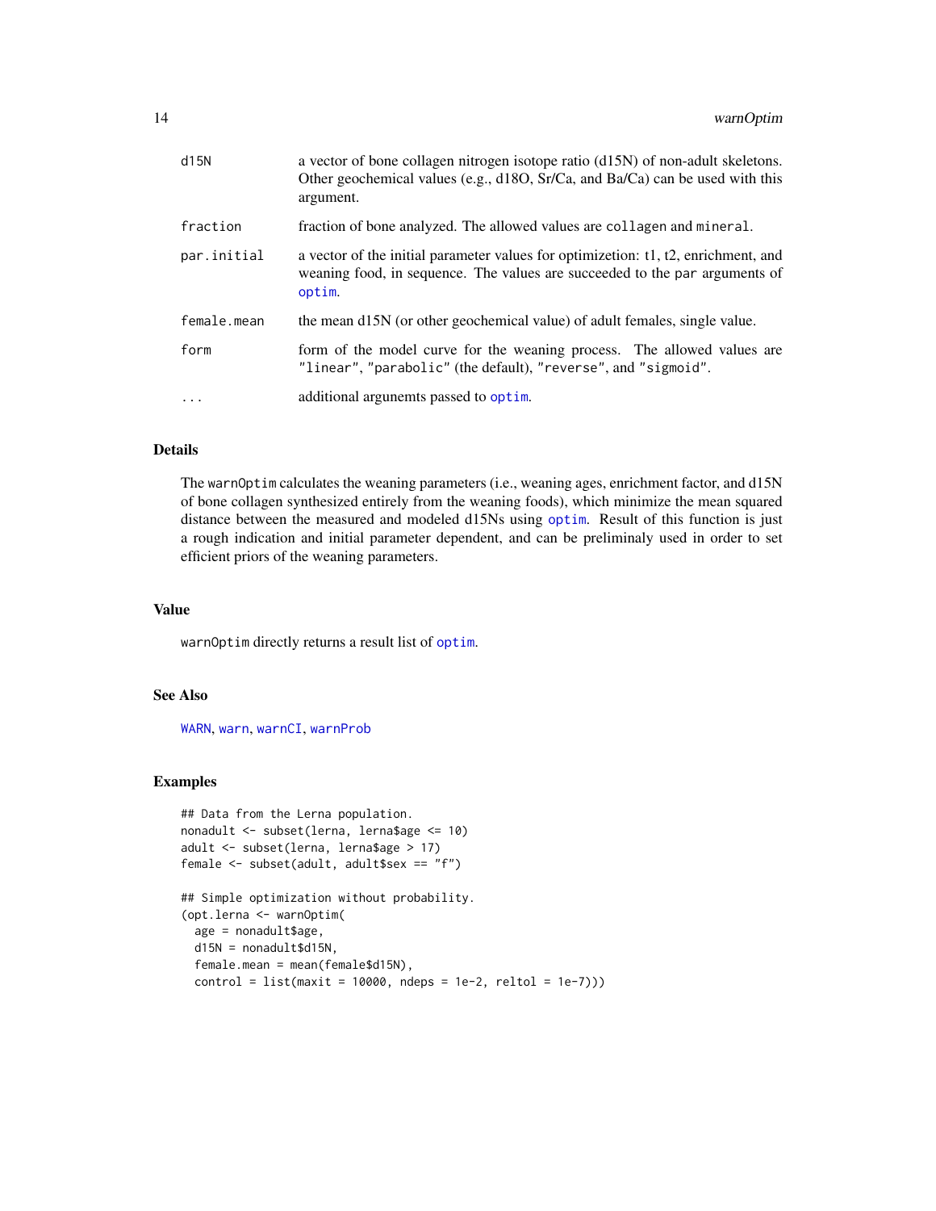| | |
|---|---|
| d15N | a vector of bone collagen nitrogen isotope ratio (d15N) of non-adult skeletons. Other geochemical values (e.g., d18O, Sr/Ca, and Ba/Ca) can be used with this argument. |
| fraction | fraction of bone analyzed. The allowed values are `collagen` and `mineral`. |
| par.initial | a vector of the initial parameter values for optimization: t1, t2, enrichment, and weaning food, in sequence. The values are succeeded to the `par` arguments of `optim`. |
| female.mean | the mean d15N (or other geochemical value) of adult females, single value. |
| form | form of the model curve for the weaning process. The allowed values are `"linear"`, `"parabolic"` (the default), `"reverse"`, and `"sigmoid"`. |
| ... | additional argunemts passed to `optim`. |

### Details

The `warnOptim` calculates the weaning parameters (i.e., weaning ages, enrichment factor, and d15N of bone collagen synthesized entirely from the weaning foods), which minimize the mean squared distance between the measured and modeled d15Ns using `optim`. Result of this function is just a rough indication and initial parameter dependent, and can be preliminaly used in order to set efficient priors of the weaning parameters.

### Value

`warnOptim` directly returns a result list of `optim`.

### See Also

`WARN`, `warn`, `warnCI`, `warnProb`

### Examples

```
## Data from the Lerna population.
nonadult <- subset(lerna, lerna$age <= 10)
adult <- subset(lerna, lerna$age > 17)
female <- subset(adult, adult$sex == "f")

## Simple optimization without probability.
(opt.lerna <- warnOptim(
  age = nonadult$age,
  d15N = nonadult$d15N,
  female.mean = mean(female$d15N),
  control = list(maxit = 10000, ndeps = 1e-2, reltol = 1e-7)))
```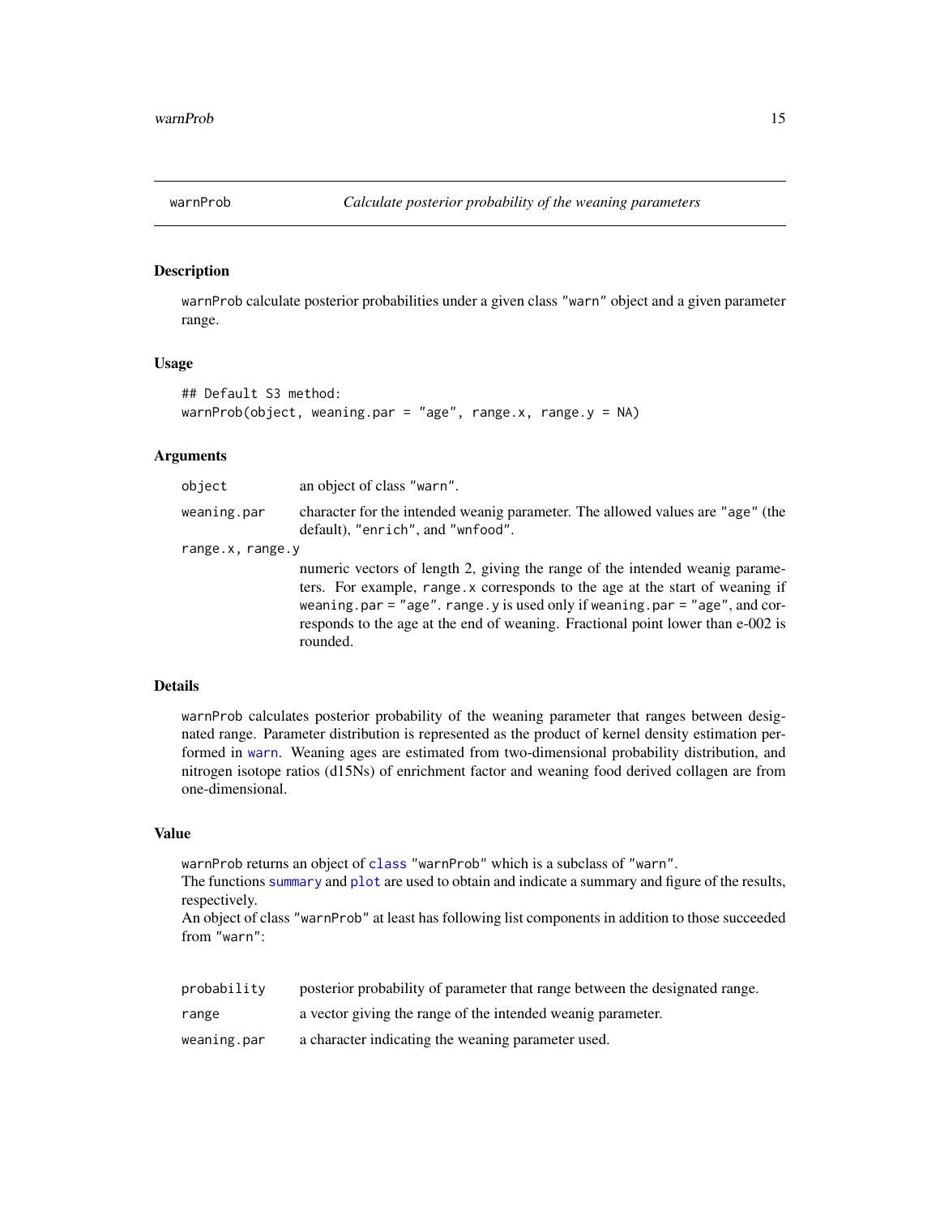## warnProb — *Calculate posterior probability of the weaning parameters*

### Description

`warnProb` calculate posterior probabilities under a given class `"warn"` object and a given parameter range.

### Usage

```
## Default S3 method:
warnProb(object, weaning.par = "age", range.x, range.y = NA)
```

### Arguments

| | |
|---|---|
| `object` | an object of class `"warn"`. |
| `weaning.par` | character for the intended weanig parameter. The allowed values are `"age"` (the default), `"enrich"`, and `"wnfood"`. |
| `range.x, range.y` | numeric vectors of length 2, giving the range of the intended weanig parameters. For example, `range.x` corresponds to the age at the start of weaning if `weaning.par = "age"`. `range.y` is used only if `weaning.par = "age"`, and corresponds to the age at the end of weaning. Fractional point lower than e-002 is rounded. |

### Details

`warnProb` calculates posterior probability of the weaning parameter that ranges between designated range. Parameter distribution is represented as the product of kernel density estimation performed in `warn`. Weaning ages are estimated from two-dimensional probability distribution, and nitrogen isotope ratios (d15Ns) of enrichment factor and weaning food derived collagen are from one-dimensional.

### Value

`warnProb` returns an object of `class` `"warnProb"` which is a subclass of `"warn"`.
The functions `summary` and `plot` are used to obtain and indicate a summary and figure of the results, respectively.
An object of class `"warnProb"` at least has following list components in addition to those succeeded from `"warn"`:

| | |
|---|---|
| `probability` | posterior probability of parameter that range between the designated range. |
| `range` | a vector giving the range of the intended weanig parameter. |
| `weaning.par` | a character indicating the weaning parameter used. |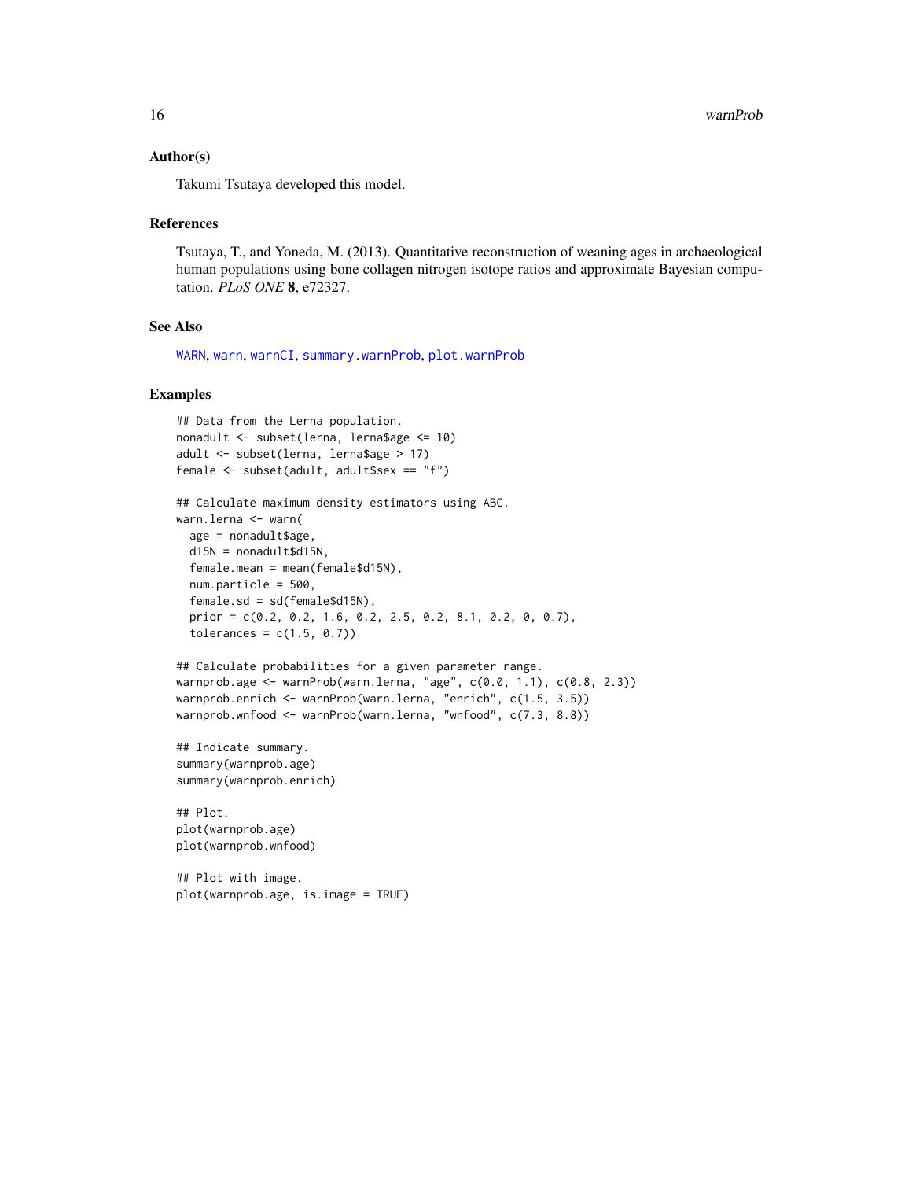### Author(s)

Takumi Tsutaya developed this model.

### References

Tsutaya, T., and Yoneda, M. (2013). Quantitative reconstruction of weaning ages in archaeological human populations using bone collagen nitrogen isotope ratios and approximate Bayesian computation. *PLoS ONE* **8**, e72327.

### See Also

WARN, warn, warnCI, summary.warnProb, plot.warnProb

### Examples

```
## Data from the Lerna population.
nonadult <- subset(lerna, lerna$age <= 10)
adult <- subset(lerna, lerna$age > 17)
female <- subset(adult, adult$sex == "f")

## Calculate maximum density estimators using ABC.
warn.lerna <- warn(
  age = nonadult$age,
  d15N = nonadult$d15N,
  female.mean = mean(female$d15N),
  num.particle = 500,
  female.sd = sd(female$d15N),
  prior = c(0.2, 0.2, 1.6, 0.2, 2.5, 0.2, 8.1, 0.2, 0, 0.7),
  tolerances = c(1.5, 0.7))

## Calculate probabilities for a given parameter range.
warnprob.age <- warnProb(warn.lerna, "age", c(0.0, 1.1), c(0.8, 2.3))
warnprob.enrich <- warnProb(warn.lerna, "enrich", c(1.5, 3.5))
warnprob.wnfood <- warnProb(warn.lerna, "wnfood", c(7.3, 8.8))

## Indicate summary.
summary(warnprob.age)
summary(warnprob.enrich)

## Plot.
plot(warnprob.age)
plot(warnprob.wnfood)

## Plot with image.
plot(warnprob.age, is.image = TRUE)
```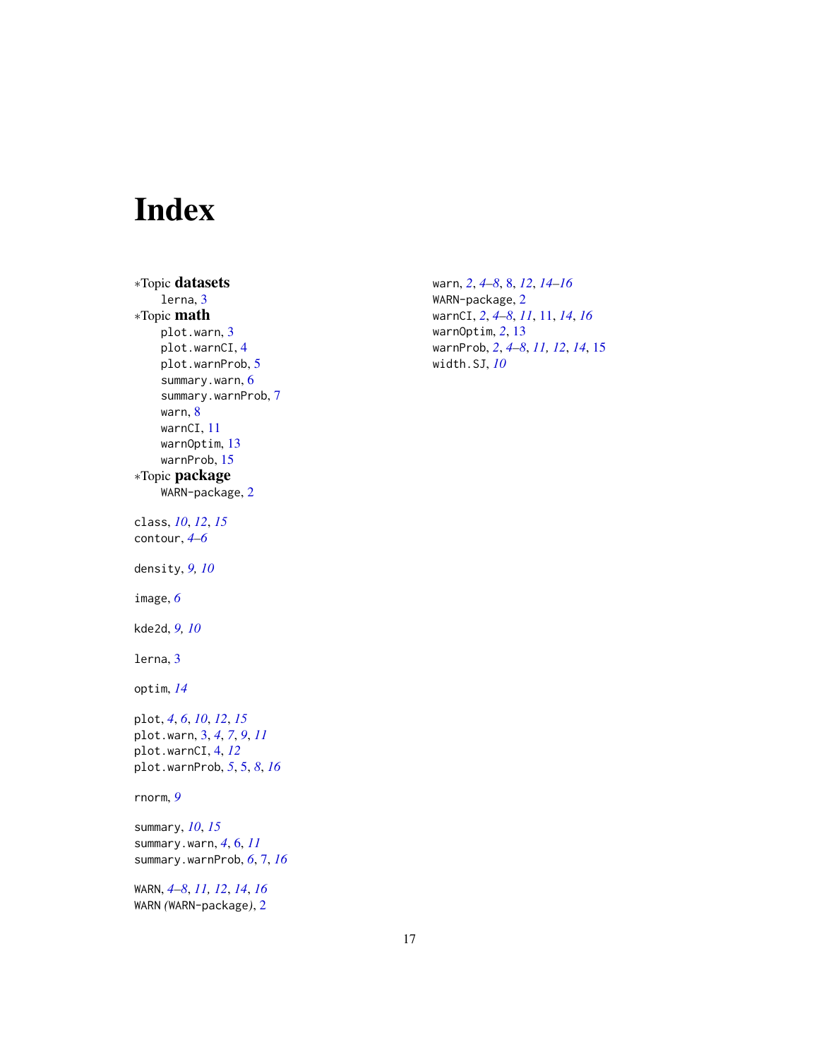# Index

*Topic **datasets**
    lerna, 3
*Topic **math**
    plot.warn, 3
    plot.warnCI, 4
    plot.warnProb, 5
    summary.warn, 6
    summary.warnProb, 7
    warn, 8
    warnCI, 11
    warnOptim, 13
    warnProb, 15
*Topic **package**
    WARN-package, 2

class, *10*, *12*, *15*
contour, *4–6*

density, *9, 10*

image, *6*

kde2d, *9, 10*

lerna, 3

optim, *14*

plot, *4*, *6*, *10*, *12*, *15*
plot.warn, 3, *4*, *7*, *9*, *11*
plot.warnCI, 4, *12*
plot.warnProb, *5*, 5, *8*, *16*

rnorm, *9*

summary, *10*, *15*
summary.warn, *4*, 6, *11*
summary.warnProb, *6*, 7, *16*

WARN, *4–8*, *11, 12*, *14*, *16*
WARN *(*WARN-package*)*, 2
warn, *2*, *4–8*, 8, *12*, *14–16*
WARN-package, 2
warnCI, *2*, *4–8*, *11*, 11, *14*, *16*
warnOptim, *2*, 13
warnProb, *2*, *4–8*, *11, 12*, *14*, 15
width.SJ, *10*